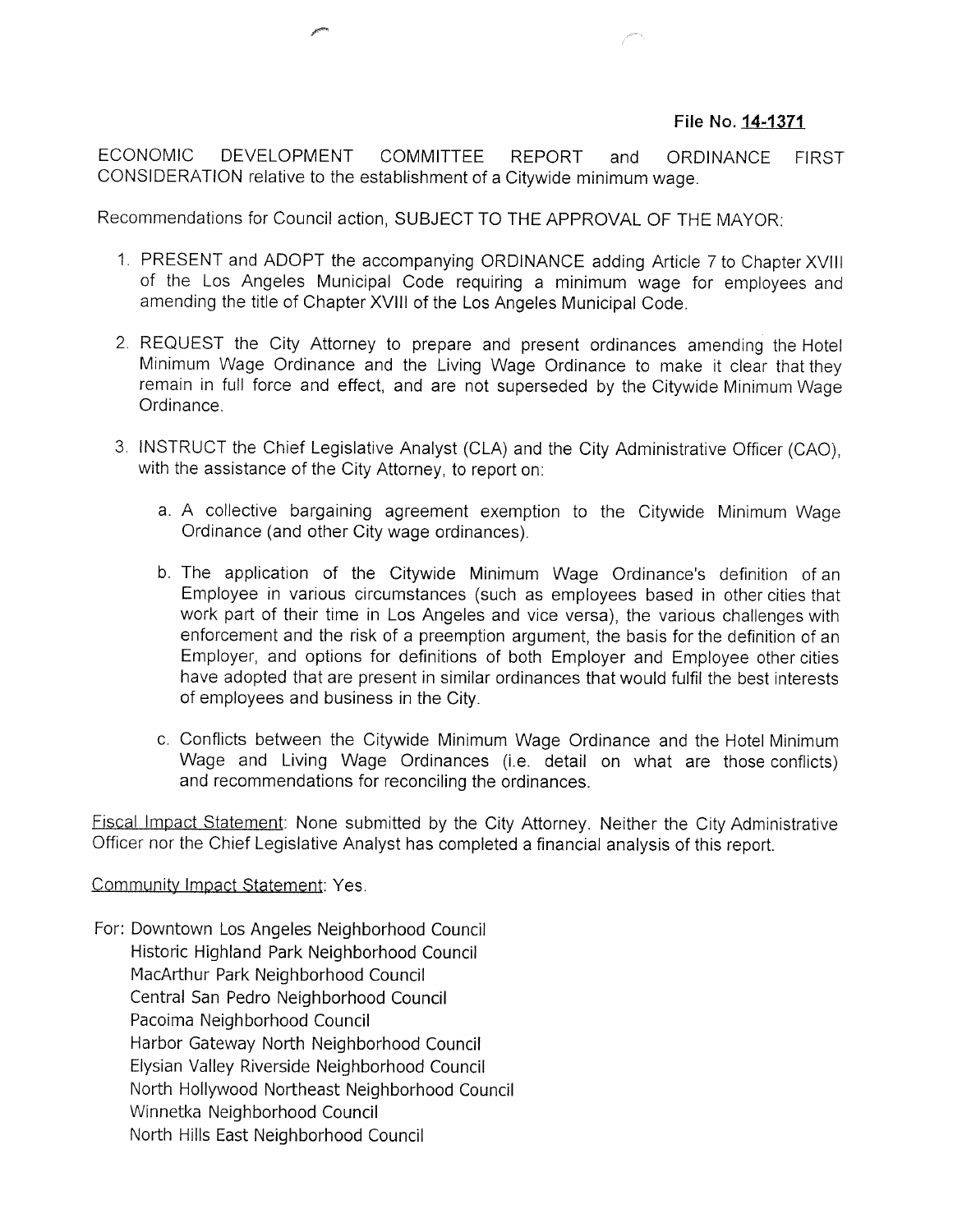**File No. 14-1371**

ECONOMIC DEVELOPMENT COMMITTEE REPORT and ORDINANCE FIRST CONSIDERATION relative to the establishment of a Citywide minimum wage.

Recommendations for Council action, SUBJECT TO THE APPROVAL OF THE MAYOR:

1. PRESENT and ADOPT the accompanying ORDINANCE adding Article 7 to Chapter XVIII of the Los Angeles Municipal Code requiring a minimum wage for employees and amending the title of Chapter XVIII of the Los Angeles Municipal Code.

2. REQUEST the City Attorney to prepare and present ordinances amending the Hotel Minimum Wage Ordinance and the Living Wage Ordinance to make it clear that they remain in full force and effect, and are not superseded by the Citywide Minimum Wage Ordinance.

3. INSTRUCT the Chief Legislative Analyst (CLA) and the City Administrative Officer (CAO), with the assistance of the City Attorney, to report on:

   a. A collective bargaining agreement exemption to the Citywide Minimum Wage Ordinance (and other City wage ordinances).

   b. The application of the Citywide Minimum Wage Ordinance's definition of an Employee in various circumstances (such as employees based in other cities that work part of their time in Los Angeles and vice versa), the various challenges with enforcement and the risk of a preemption argument, the basis for the definition of an Employer, and options for definitions of both Employer and Employee other cities have adopted that are present in similar ordinances that would fulfil the best interests of employees and business in the City.

   c. Conflicts between the Citywide Minimum Wage Ordinance and the Hotel Minimum Wage and Living Wage Ordinances (i.e. detail on what are those conflicts) and recommendations for reconciling the ordinances.

Fiscal Impact Statement: None submitted by the City Attorney. Neither the City Administrative Officer nor the Chief Legislative Analyst has completed a financial analysis of this report.

Community Impact Statement: Yes.

For: Downtown Los Angeles Neighborhood Council
Historic Highland Park Neighborhood Council
MacArthur Park Neighborhood Council
Central San Pedro Neighborhood Council
Pacoima Neighborhood Council
Harbor Gateway North Neighborhood Council
Elysian Valley Riverside Neighborhood Council
North Hollywood Northeast Neighborhood Council
Winnetka Neighborhood Council
North Hills East Neighborhood Council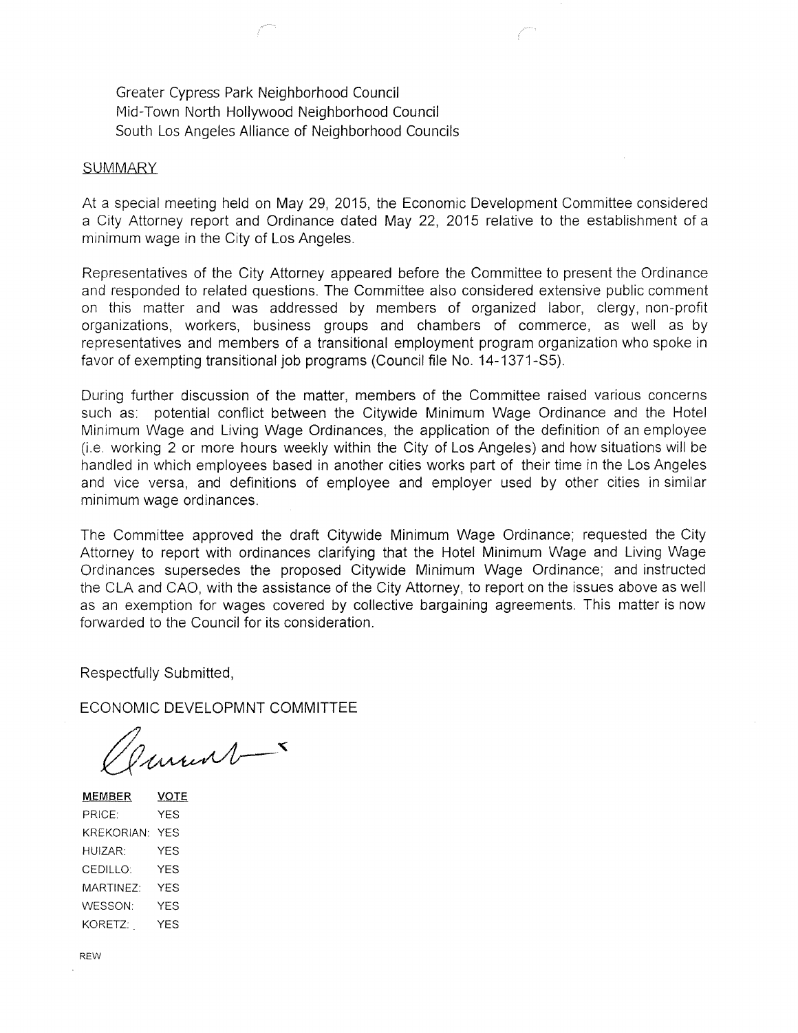Greater Cypress Park Neighborhood Council
Mid-Town North Hollywood Neighborhood Council
South Los Angeles Alliance of Neighborhood Councils

SUMMARY

At a special meeting held on May 29, 2015, the Economic Development Committee considered a City Attorney report and Ordinance dated May 22, 2015 relative to the establishment of a minimum wage in the City of Los Angeles.

Representatives of the City Attorney appeared before the Committee to present the Ordinance and responded to related questions. The Committee also considered extensive public comment on this matter and was addressed by members of organized labor, clergy, non-profit organizations, workers, business groups and chambers of commerce, as well as by representatives and members of a transitional employment program organization who spoke in favor of exempting transitional job programs (Council file No. 14-1371-S5).

During further discussion of the matter, members of the Committee raised various concerns such as: potential conflict between the Citywide Minimum Wage Ordinance and the Hotel Minimum Wage and Living Wage Ordinances, the application of the definition of an employee (i.e. working 2 or more hours weekly within the City of Los Angeles) and how situations will be handled in which employees based in another cities works part of their time in the Los Angeles and vice versa, and definitions of employee and employer used by other cities in similar minimum wage ordinances.

The Committee approved the draft Citywide Minimum Wage Ordinance; requested the City Attorney to report with ordinances clarifying that the Hotel Minimum Wage and Living Wage Ordinances supersedes the proposed Citywide Minimum Wage Ordinance; and instructed the CLA and CAO, with the assistance of the City Attorney, to report on the issues above as well as an exemption for wages covered by collective bargaining agreements. This matter is now forwarded to the Council for its consideration.

Respectfully Submitted,

ECONOMIC DEVELOPMNT COMMITTEE

| MEMBER | VOTE |
|---|---|
| PRICE: | YES |
| KREKORIAN: | YES |
| HUIZAR: | YES |
| CEDILLO: | YES |
| MARTINEZ: | YES |
| WESSON: | YES |
| KORETZ: | YES |

REW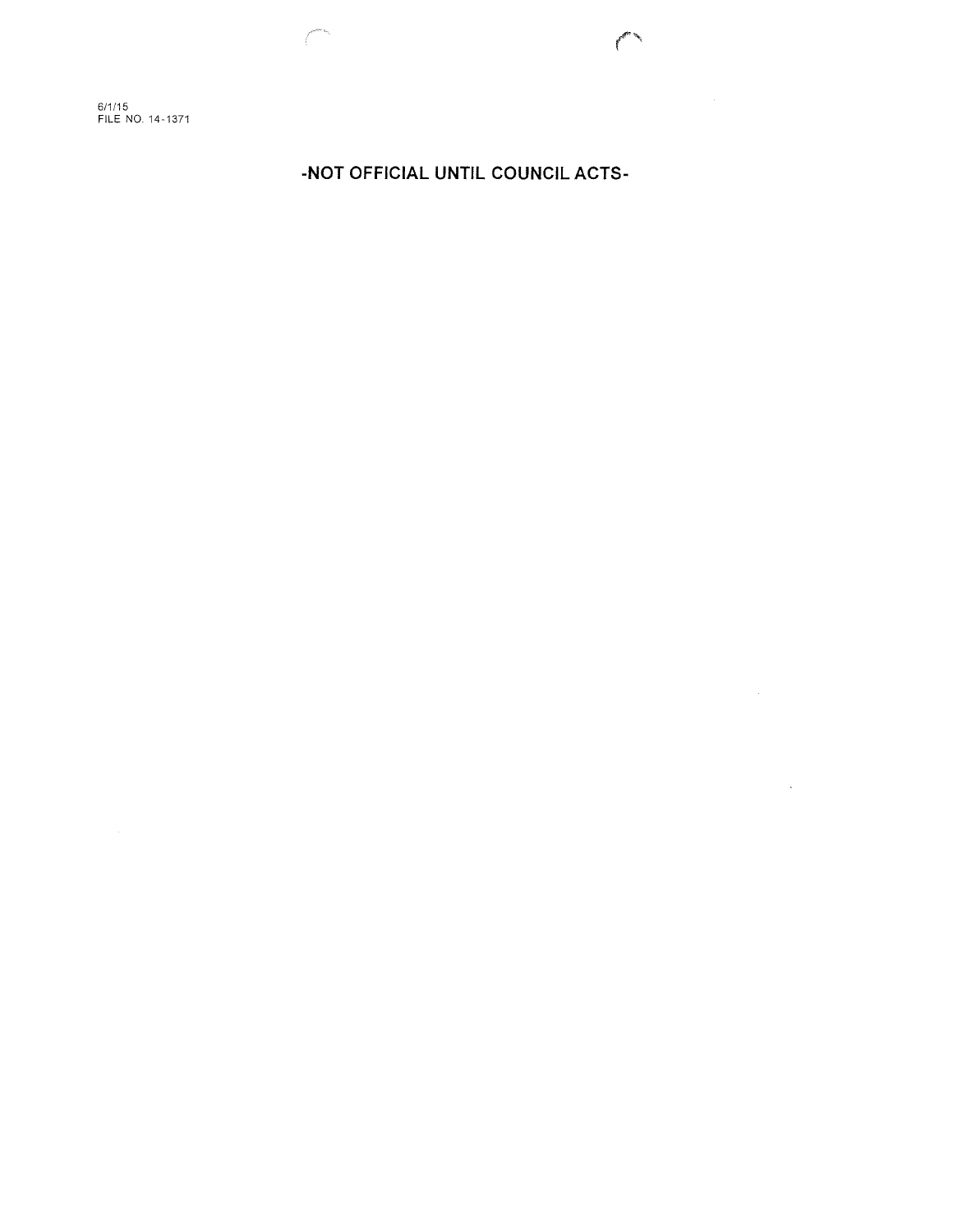6/1/15
FILE NO. 14-1371

## -NOT OFFICIAL UNTIL COUNCIL ACTS-